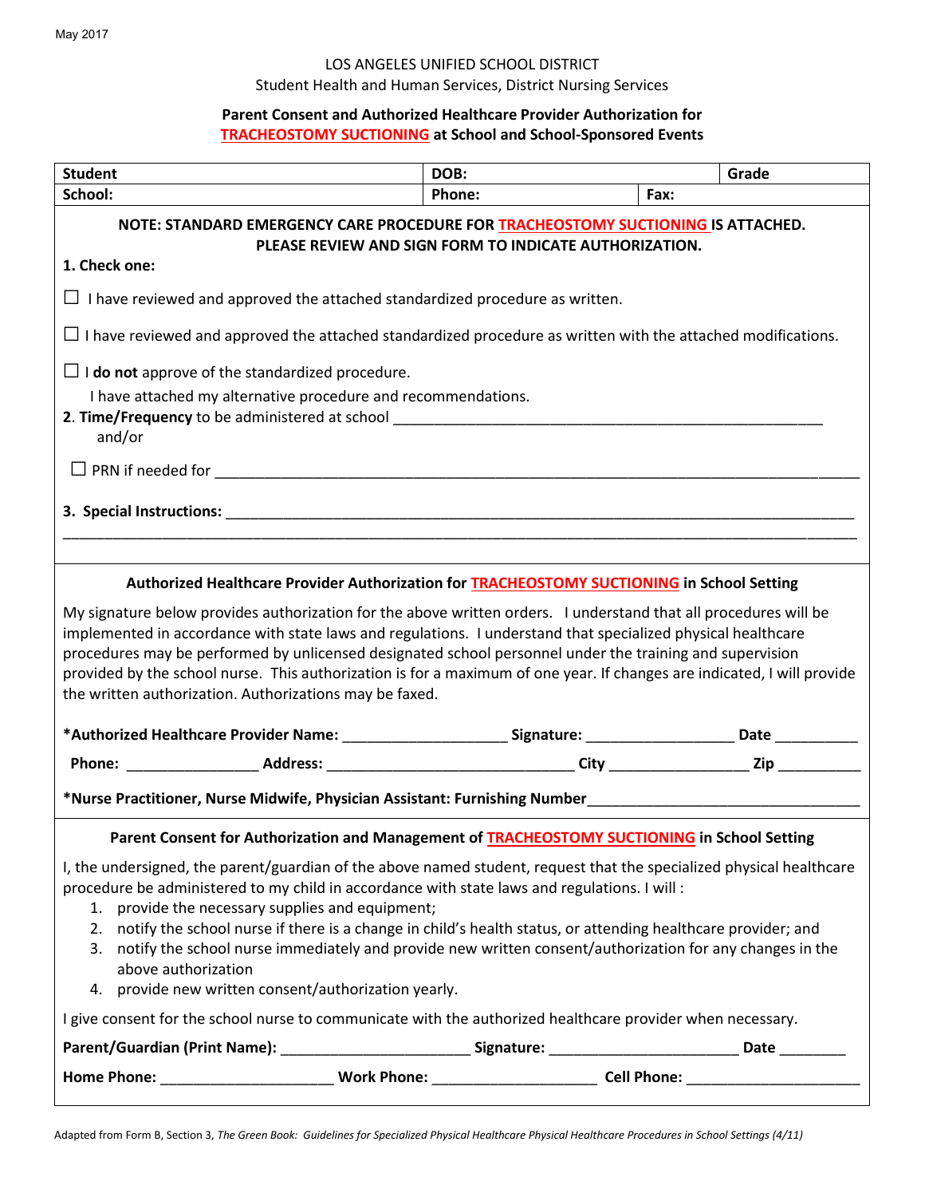May 2017

LOS ANGELES UNIFIED SCHOOL DISTRICT

Student Health and Human Services, District Nursing Services

**Parent Consent and Authorized Healthcare Provider Authorization for TRACHEOSTOMY SUCTIONING at School and School-Sponsored Events**

| **Student** | **DOB:** | | **Grade** |
|---|---|---|---|
| **School:** | **Phone:** | **Fax:** | |

**NOTE: STANDARD EMERGENCY CARE PROCEDURE FOR TRACHEOSTOMY SUCTIONING IS ATTACHED. PLEASE REVIEW AND SIGN FORM TO INDICATE AUTHORIZATION.**

**1. Check one:**

☐ I have reviewed and approved the attached standardized procedure as written.

☐ I have reviewed and approved the attached standardized procedure as written with the attached modifications.

☐ I **do not** approve of the standardized procedure.
I have attached my alternative procedure and recommendations.

**2. Time/Frequency** to be administered at school ____________________________________________________
and/or

☐ PRN if needed for ____________________________________________________________________________

**3. Special Instructions:** ___________________________________________________________________________

______________________________________________________________________________________________

**Authorized Healthcare Provider Authorization for TRACHEOSTOMY SUCTIONING in School Setting**

My signature below provides authorization for the above written orders. I understand that all procedures will be implemented in accordance with state laws and regulations. I understand that specialized physical healthcare procedures may be performed by unlicensed designated school personnel under the training and supervision provided by the school nurse. This authorization is for a maximum of one year. If changes are indicated, I will provide the written authorization. Authorizations may be faxed.

**\*Authorized Healthcare Provider Name:** ___________________ **Signature:** __________________ **Date** __________

**Phone:** ________________ **Address:** ______________________________ **City** ________________ **Zip** __________

**\*Nurse Practitioner, Nurse Midwife, Physician Assistant: Furnishing Number**________________________________

**Parent Consent for Authorization and Management of TRACHEOSTOMY SUCTIONING in School Setting**

I, the undersigned, the parent/guardian of the above named student, request that the specialized physical healthcare procedure be administered to my child in accordance with state laws and regulations. I will :

1. provide the necessary supplies and equipment;
2. notify the school nurse if there is a change in child's health status, or attending healthcare provider; and
3. notify the school nurse immediately and provide new written consent/authorization for any changes in the above authorization
4. provide new written consent/authorization yearly.

I give consent for the school nurse to communicate with the authorized healthcare provider when necessary.

**Parent/Guardian (Print Name):** _______________________ **Signature:** _______________________ **Date** ________

**Home Phone:** ____________________ **Work Phone:** ___________________ **Cell Phone:** _____________________

Adapted from Form B, Section 3, *The Green Book: Guidelines for Specialized Physical Healthcare Physical Healthcare Procedures in School Settings (4/11)*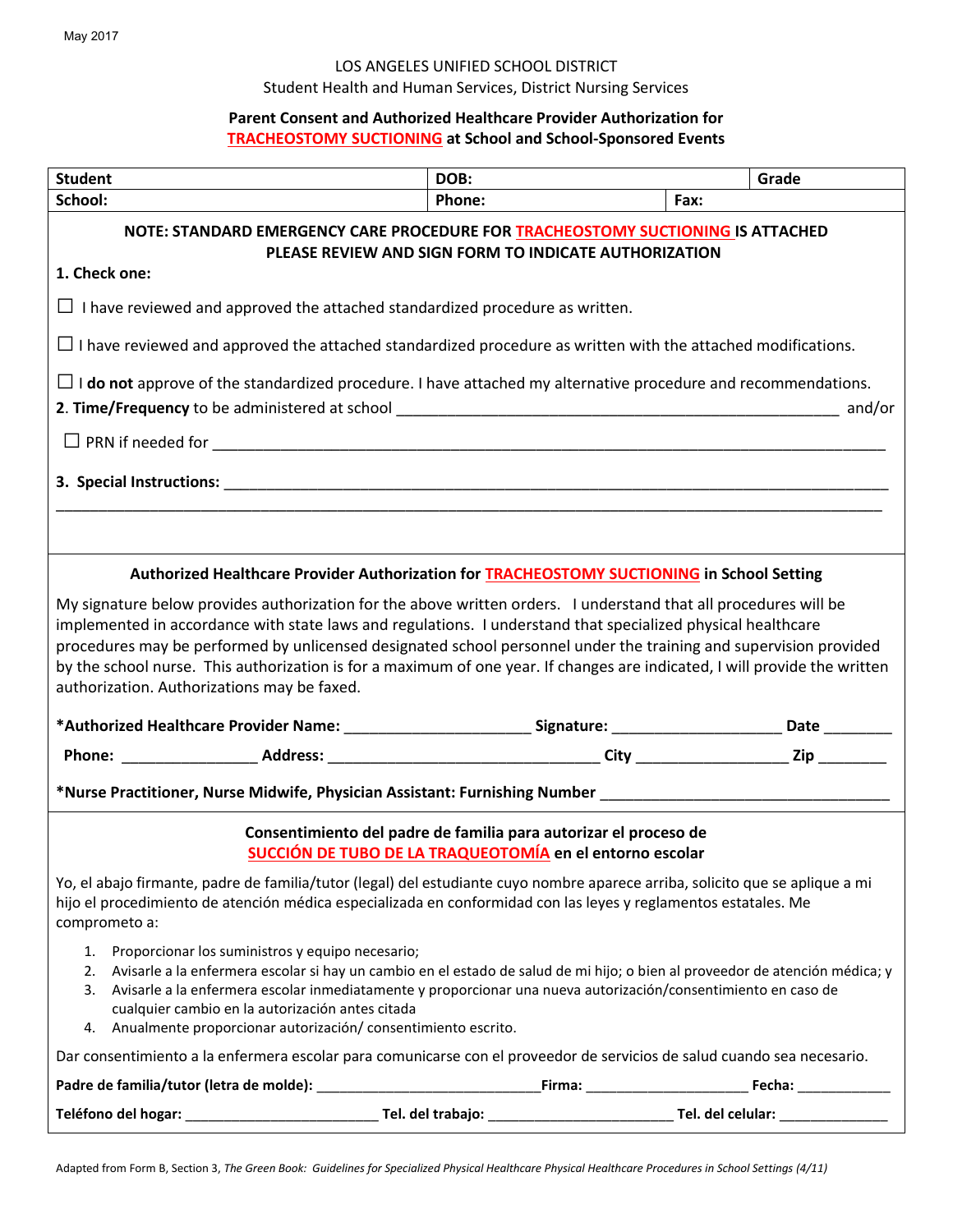May 2017

LOS ANGELES UNIFIED SCHOOL DISTRICT

Student Health and Human Services, District Nursing Services

**Parent Consent and Authorized Healthcare Provider Authorization for TRACHEOSTOMY SUCTIONING at School and School-Sponsored Events**

| **Student** | **DOB:** | | **Grade** |
|---|---|---|---|
| **School:** | **Phone:** | **Fax:** | |

**NOTE: STANDARD EMERGENCY CARE PROCEDURE FOR TRACHEOSTOMY SUCTIONING IS ATTACHED**
**PLEASE REVIEW AND SIGN FORM TO INDICATE AUTHORIZATION**

**1. Check one:**

☐ I have reviewed and approved the attached standardized procedure as written.

☐ I have reviewed and approved the attached standardized procedure as written with the attached modifications.

☐ I **do not** approve of the standardized procedure. I have attached my alternative procedure and recommendations.

**2. Time/Frequency** to be administered at school ______________________________________________________ and/or

☐ PRN if needed for ____________________________________________________________________________

**3. Special Instructions:** ____________________________________________________________________________

______________________________________________________________________________________________

**Authorized Healthcare Provider Authorization for TRACHEOSTOMY SUCTIONING in School Setting**

My signature below provides authorization for the above written orders. I understand that all procedures will be implemented in accordance with state laws and regulations. I understand that specialized physical healthcare procedures may be performed by unlicensed designated school personnel under the training and supervision provided by the school nurse. This authorization is for a maximum of one year. If changes are indicated, I will provide the written authorization. Authorizations may be faxed.

**\*Authorized Healthcare Provider Name:** ______________________ **Signature:** ____________________ **Date** ________

**Phone:** ________________ **Address:** ________________________________ **City** __________________ **Zip** ________

**\*Nurse Practitioner, Nurse Midwife, Physician Assistant: Furnishing Number** _________________________________

**Consentimiento del padre de familia para autorizar el proceso de SUCCIÓN DE TUBO DE LA TRAQUEOTOMÍA en el entorno escolar**

Yo, el abajo firmante, padre de familia/tutor (legal) del estudiante cuyo nombre aparece arriba, solicito que se aplique a mi hijo el procedimiento de atención médica especializada en conformidad con las leyes y reglamentos estatales. Me comprometo a:

1. Proporcionar los suministros y equipo necesario;
2. Avisarle a la enfermera escolar si hay un cambio en el estado de salud de mi hijo; o bien al proveedor de atención médica; y
3. Avisarle a la enfermera escolar inmediatamente y proporcionar una nueva autorización/consentimiento en caso de cualquier cambio en la autorización antes citada
4. Anualmente proporcionar autorización/ consentimiento escrito.

Dar consentimiento a la enfermera escolar para comunicarse con el proveedor de servicios de salud cuando sea necesario.

**Padre de familia/tutor (letra de molde):** ____________________________ **Firma:** ____________________ **Fecha:** ___________

**Teléfono del hogar:** ________________________ **Tel. del trabajo:** _______________________ **Tel. del celular:** _____________

Adapted from Form B, Section 3, *The Green Book: Guidelines for Specialized Physical Healthcare Physical Healthcare Procedures in School Settings (4/11)*